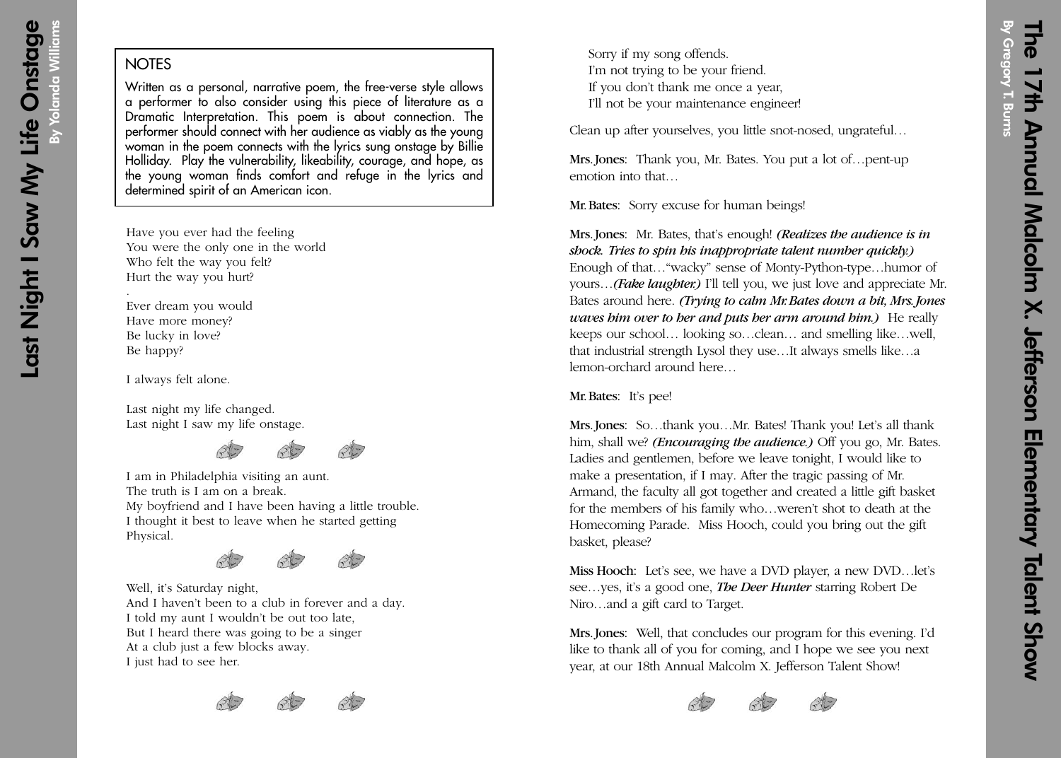# Last Night I Saw My Life Onstage

By Yolanda Williams

> **NOTES**
>
> Written as a personal, narrative poem, the free-verse style allows a performer to also consider using this piece of literature as a Dramatic Interpretation. This poem is about connection. The performer should connect with her audience as viably as the young woman in the poem connects with the lyrics sung onstage by Billie Holliday. Play the vulnerability, likeability, courage, and hope, as the young woman finds comfort and refuge in the lyrics and determined spirit of an American icon.

Have you ever had the feeling  
You were the only one in the world  
Who felt the way you felt?  
Hurt the way you hurt?

Ever dream you would  
Have more money?  
Be lucky in love?  
Be happy?

I always felt alone.

Last night my life changed.  
Last night I saw my life onstage.

I am in Philadelphia visiting an aunt.  
The truth is I am on a break.  
My boyfriend and I have been having a little trouble.  
I thought it best to leave when he started getting  
Physical.

Well, it's Saturday night,  
And I haven't been to a club in forever and a day.  
I told my aunt I wouldn't be out too late,  
But I heard there was going to be a singer  
At a club just a few blocks away.  
I just had to see her.

---

# The 17th Annual Malcolm X. Jefferson Elementary Talent Show

By Gregory T. Burns

Sorry if my song offends.  
I'm not trying to be your friend.  
If you don't thank me once a year,  
I'll not be your maintenance engineer!

Clean up after yourselves, you little snot-nosed, ungrateful…

**Mrs. Jones**: Thank you, Mr. Bates. You put a lot of…pent-up emotion into that…

**Mr. Bates**: Sorry excuse for human beings!

**Mrs. Jones**: Mr. Bates, that's enough! ***(Realizes the audience is in shock. Tries to spin his inappropriate talent number quickly.)*** Enough of that…"wacky" sense of Monty-Python-type…humor of yours…***(Fake laughter.)*** I'll tell you, we just love and appreciate Mr. Bates around here. ***(Trying to calm Mr. Bates down a bit, Mrs. Jones waves him over to her and puts her arm around him.)*** He really keeps our school… looking so…clean… and smelling like…well, that industrial strength Lysol they use…It always smells like…a lemon-orchard around here…

**Mr. Bates**: It's pee!

**Mrs. Jones**: So…thank you…Mr. Bates! Thank you! Let's all thank him, shall we? ***(Encouraging the audience.)*** Off you go, Mr. Bates. Ladies and gentlemen, before we leave tonight, I would like to make a presentation, if I may. After the tragic passing of Mr. Armand, the faculty all got together and created a little gift basket for the members of his family who…weren't shot to death at the Homecoming Parade. Miss Hooch, could you bring out the gift basket, please?

**Miss Hooch**: Let's see, we have a DVD player, a new DVD…let's see…yes, it's a good one, ***The Deer Hunter*** starring Robert De Niro…and a gift card to Target.

**Mrs. Jones**: Well, that concludes our program for this evening. I'd like to thank all of you for coming, and I hope we see you next year, at our 18th Annual Malcolm X. Jefferson Talent Show!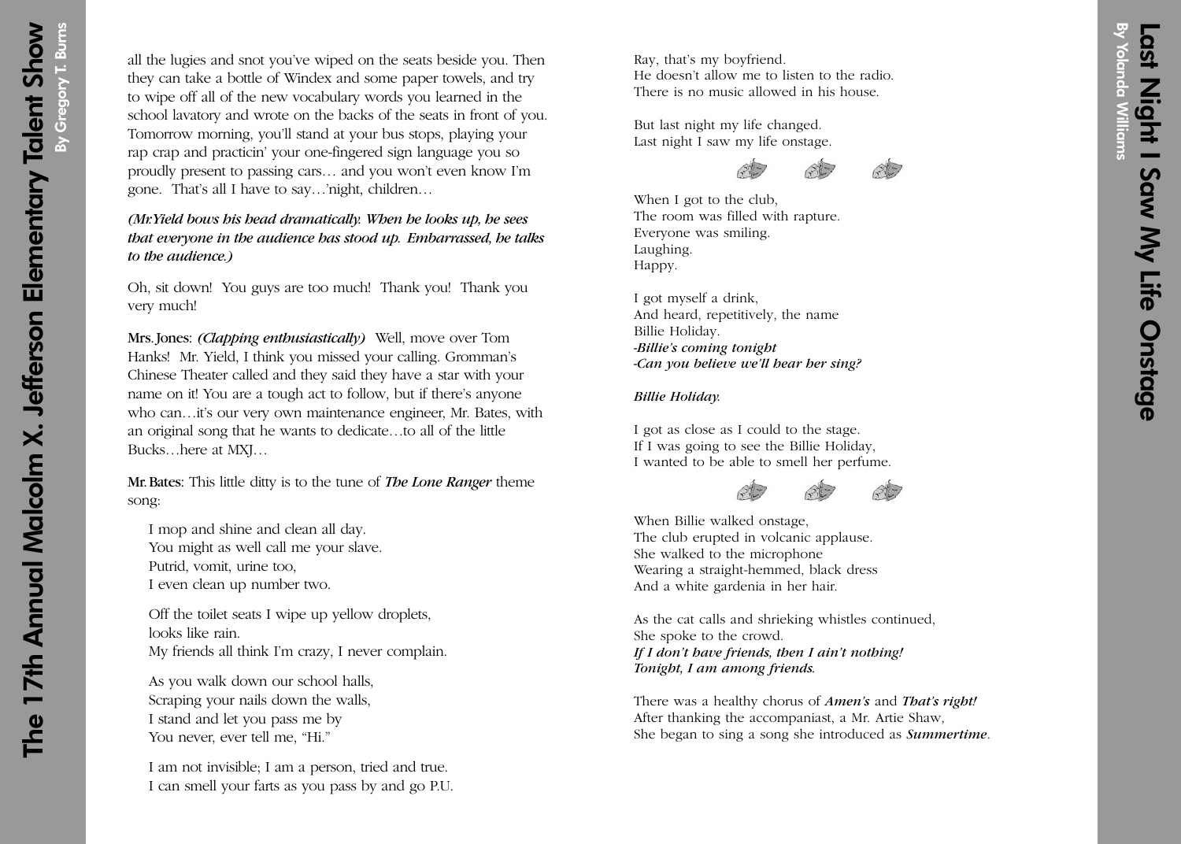all the lugies and snot you've wiped on the seats beside you. Then they can take a bottle of Windex and some paper towels, and try to wipe off all of the new vocabulary words you learned in the school lavatory and wrote on the backs of the seats in front of you. Tomorrow morning, you'll stand at your bus stops, playing your rap crap and practicin' your one-fingered sign language you so proudly present to passing cars… and you won't even know I'm gone. That's all I have to say…'night, children…

*(Mr.Yield bows his head dramatically. When he looks up, he sees that everyone in the audience has stood up. Embarrassed, he talks to the audience.)*

Oh, sit down! You guys are too much! Thank you! Thank you very much!

Mrs. Jones: *(Clapping enthusiastically)* Well, move over Tom Hanks! Mr. Yield, I think you missed your calling. Gromman's Chinese Theater called and they said they have a star with your name on it! You are a tough act to follow, but if there's anyone who can…it's our very own maintenance engineer, Mr. Bates, with an original song that he wants to dedicate…to all of the little Bucks…here at MXJ…

Mr. Bates: This little ditty is to the tune of ***The Lone Ranger*** theme song:

I mop and shine and clean all day.
You might as well call me your slave.
Putrid, vomit, urine too,
I even clean up number two.

Off the toilet seats I wipe up yellow droplets,
looks like rain.
My friends all think I'm crazy, I never complain.

As you walk down our school halls,
Scraping your nails down the walls,
I stand and let you pass me by
You never, ever tell me, "Hi."

I am not invisible; I am a person, tried and true.
I can smell your farts as you pass by and go P.U.

# Last Night I Saw My Life Onstage

By Yolanda Williams

Ray, that's my boyfriend.
He doesn't allow me to listen to the radio.
There is no music allowed in his house.

But last night my life changed.
Last night I saw my life onstage.

When I got to the club,
The room was filled with rapture.
Everyone was smiling.
Laughing.
Happy.

I got myself a drink,
And heard, repetitively, the name
Billie Holiday.
*-Billie's coming tonight*
*-Can you believe we'll hear her sing?*

*Billie Holiday.*

I got as close as I could to the stage.
If I was going to see the Billie Holiday,
I wanted to be able to smell her perfume.

When Billie walked onstage,
The club erupted in volcanic applause.
She walked to the microphone
Wearing a straight-hemmed, black dress
And a white gardenia in her hair.

As the cat calls and shrieking whistles continued,
She spoke to the crowd.
***If I don't have friends, then I ain't nothing!***
***Tonight, I am among friends.***

There was a healthy chorus of ***Amen's*** and ***That's right!***
After thanking the accompaniast, a Mr. Artie Shaw,
She began to sing a song she introduced as ***Summertime***.